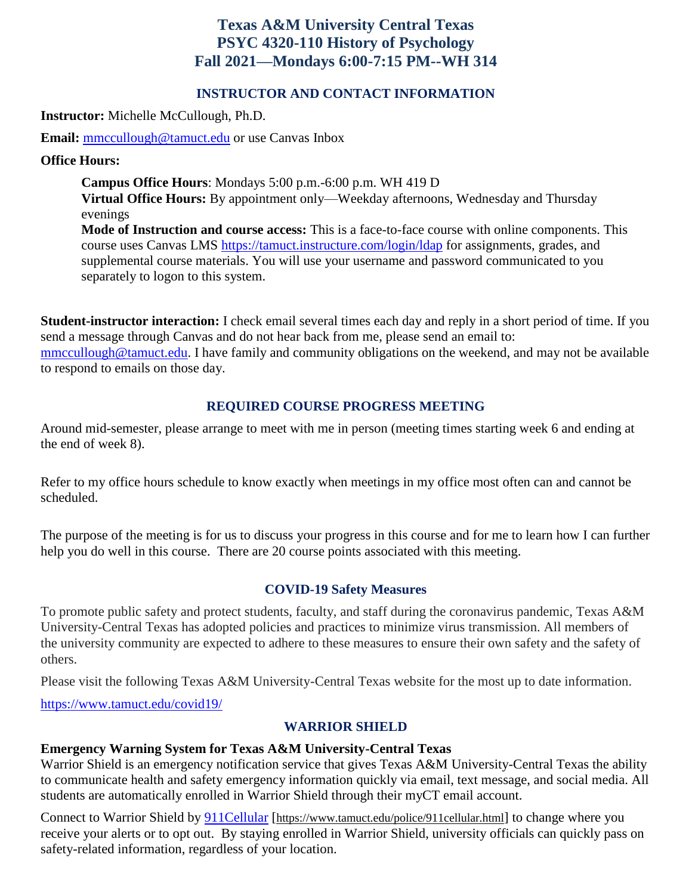# Texas A&M University Central Texas
# PSYC 4320-110 History of Psychology
# Fall 2021—Mondays 6:00-7:15 PM--WH 314

## INSTRUCTOR AND CONTACT INFORMATION

**Instructor:** Michelle McCullough, Ph.D.

**Email:** mmccullough@tamuct.edu or use Canvas Inbox

**Office Hours:**

**Campus Office Hours**: Mondays 5:00 p.m.-6:00 p.m. WH 419 D
**Virtual Office Hours:** By appointment only—Weekday afternoons, Wednesday and Thursday evenings
**Mode of Instruction and course access:** This is a face-to-face course with online components. This course uses Canvas LMS https://tamuct.instructure.com/login/ldap for assignments, grades, and supplemental course materials. You will use your username and password communicated to you separately to logon to this system.

**Student-instructor interaction:** I check email several times each day and reply in a short period of time. If you send a message through Canvas and do not hear back from me, please send an email to: mmccullough@tamuct.edu. I have family and community obligations on the weekend, and may not be available to respond to emails on those day.

## REQUIRED COURSE PROGRESS MEETING

Around mid-semester, please arrange to meet with me in person (meeting times starting week 6 and ending at the end of week 8).

Refer to my office hours schedule to know exactly when meetings in my office most often can and cannot be scheduled.

The purpose of the meeting is for us to discuss your progress in this course and for me to learn how I can further help you do well in this course. There are 20 course points associated with this meeting.

## COVID-19 Safety Measures

To promote public safety and protect students, faculty, and staff during the coronavirus pandemic, Texas A&M University-Central Texas has adopted policies and practices to minimize virus transmission. All members of the university community are expected to adhere to these measures to ensure their own safety and the safety of others.

Please visit the following Texas A&M University-Central Texas website for the most up to date information.

https://www.tamuct.edu/covid19/

## WARRIOR SHIELD

**Emergency Warning System for Texas A&M University-Central Texas**
Warrior Shield is an emergency notification service that gives Texas A&M University-Central Texas the ability to communicate health and safety emergency information quickly via email, text message, and social media. All students are automatically enrolled in Warrior Shield through their myCT email account.

Connect to Warrior Shield by 911Cellular [https://www.tamuct.edu/police/911cellular.html] to change where you receive your alerts or to opt out. By staying enrolled in Warrior Shield, university officials can quickly pass on safety-related information, regardless of your location.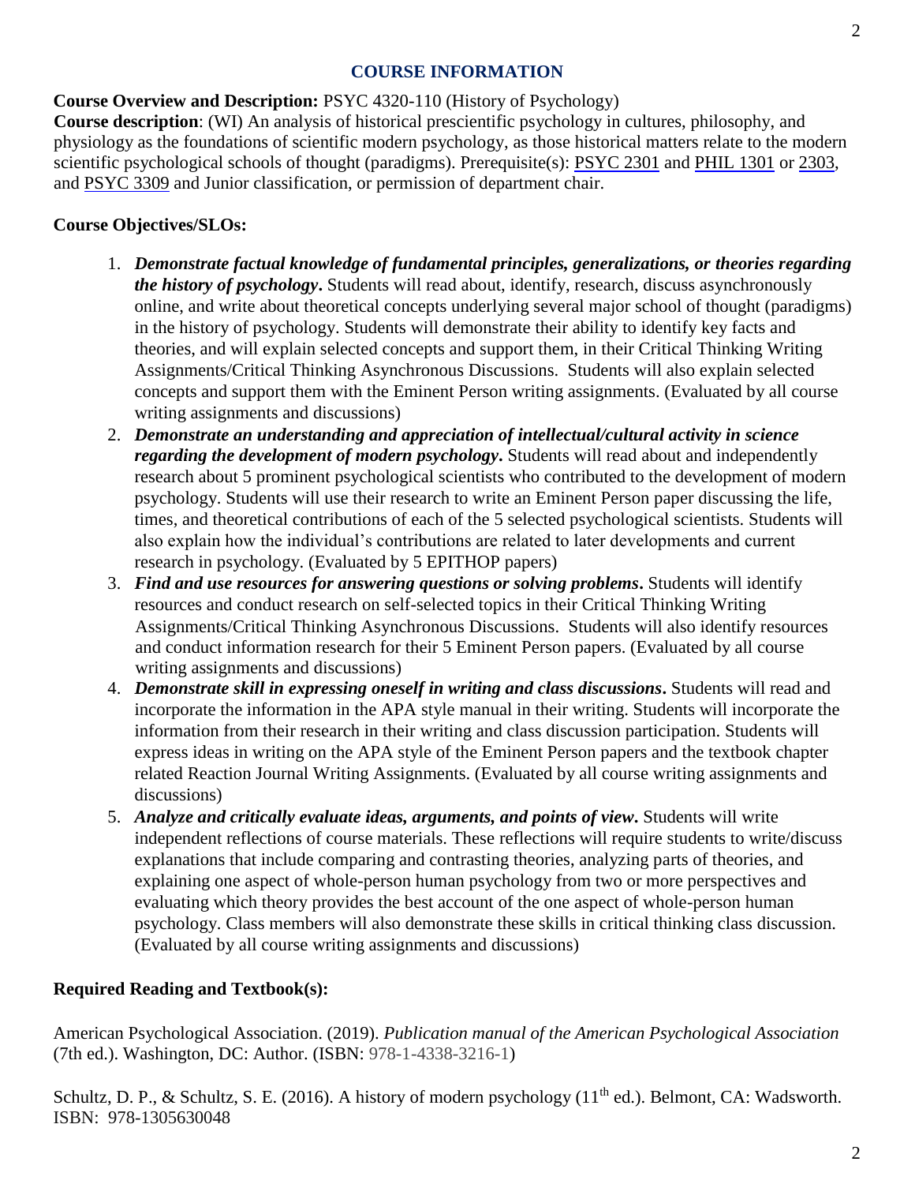## COURSE INFORMATION

**Course Overview and Description:** PSYC 4320-110 (History of Psychology)

**Course description**: (WI) An analysis of historical prescientific psychology in cultures, philosophy, and physiology as the foundations of scientific modern psychology, as those historical matters relate to the modern scientific psychological schools of thought (paradigms). Prerequisite(s): PSYC 2301 and PHIL 1301 or 2303, and PSYC 3309 and Junior classification, or permission of department chair.

**Course Objectives/SLOs:**

1. ***Demonstrate factual knowledge of fundamental principles, generalizations, or theories regarding the history of psychology*.** Students will read about, identify, research, discuss asynchronously online, and write about theoretical concepts underlying several major school of thought (paradigms) in the history of psychology. Students will demonstrate their ability to identify key facts and theories, and will explain selected concepts and support them, in their Critical Thinking Writing Assignments/Critical Thinking Asynchronous Discussions. Students will also explain selected concepts and support them with the Eminent Person writing assignments. (Evaluated by all course writing assignments and discussions)
2. ***Demonstrate an understanding and appreciation of intellectual/cultural activity in science regarding the development of modern psychology*.** Students will read about and independently research about 5 prominent psychological scientists who contributed to the development of modern psychology. Students will use their research to write an Eminent Person paper discussing the life, times, and theoretical contributions of each of the 5 selected psychological scientists. Students will also explain how the individual's contributions are related to later developments and current research in psychology. (Evaluated by 5 EPITHOP papers)
3. ***Find and use resources for answering questions or solving problems*.** Students will identify resources and conduct research on self-selected topics in their Critical Thinking Writing Assignments/Critical Thinking Asynchronous Discussions. Students will also identify resources and conduct information research for their 5 Eminent Person papers. (Evaluated by all course writing assignments and discussions)
4. ***Demonstrate skill in expressing oneself in writing and class discussions*.** Students will read and incorporate the information in the APA style manual in their writing. Students will incorporate the information from their research in their writing and class discussion participation. Students will express ideas in writing on the APA style of the Eminent Person papers and the textbook chapter related Reaction Journal Writing Assignments. (Evaluated by all course writing assignments and discussions)
5. ***Analyze and critically evaluate ideas, arguments, and points of view*.** Students will write independent reflections of course materials. These reflections will require students to write/discuss explanations that include comparing and contrasting theories, analyzing parts of theories, and explaining one aspect of whole-person human psychology from two or more perspectives and evaluating which theory provides the best account of the one aspect of whole-person human psychology. Class members will also demonstrate these skills in critical thinking class discussion. (Evaluated by all course writing assignments and discussions)

**Required Reading and Textbook(s):**

American Psychological Association. (2019). *Publication manual of the American Psychological Association* (7th ed.). Washington, DC: Author. (ISBN: 978-1-4338-3216-1)

Schultz, D. P., & Schultz, S. E. (2016). A history of modern psychology (11th ed.). Belmont, CA: Wadsworth. ISBN: 978-1305630048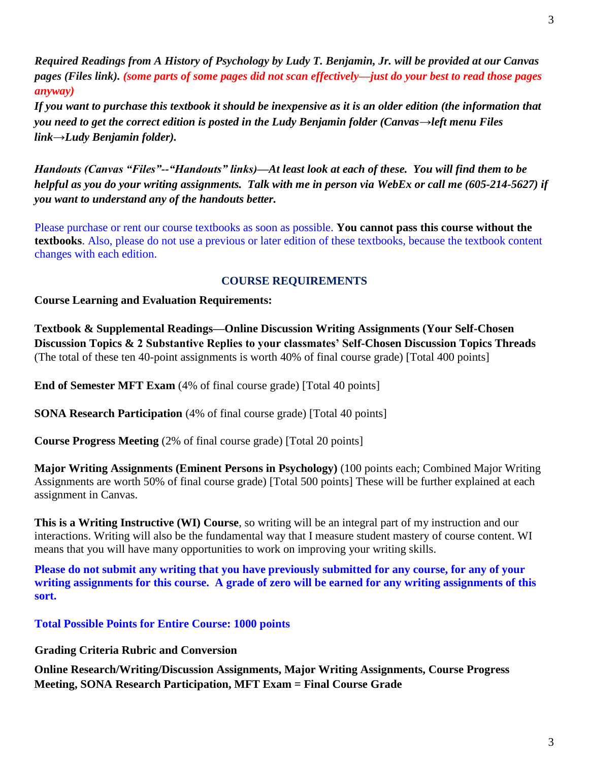***Required Readings from A History of Psychology by Ludy T. Benjamin, Jr. will be provided at our Canvas pages (Files link). (some parts of some pages did not scan effectively—just do your best to read those pages anyway)***

***If you want to purchase this textbook it should be inexpensive as it is an older edition (the information that you need to get the correct edition is posted in the Ludy Benjamin folder (Canvas→left menu Files link→Ludy Benjamin folder).***

***Handouts (Canvas "Files"--"Handouts" links)—At least look at each of these. You will find them to be helpful as you do your writing assignments. Talk with me in person via WebEx or call me (605-214-5627) if you want to understand any of the handouts better.***

Please purchase or rent our course textbooks as soon as possible. **You cannot pass this course without the textbooks**. Also, please do not use a previous or later edition of these textbooks, because the textbook content changes with each edition.

## COURSE REQUIREMENTS

**Course Learning and Evaluation Requirements:**

**Textbook & Supplemental Readings—Online Discussion Writing Assignments (Your Self-Chosen Discussion Topics & 2 Substantive Replies to your classmates' Self-Chosen Discussion Topics Threads** (The total of these ten 40-point assignments is worth 40% of final course grade) [Total 400 points]

**End of Semester MFT Exam** (4% of final course grade) [Total 40 points]

**SONA Research Participation** (4% of final course grade) [Total 40 points]

**Course Progress Meeting** (2% of final course grade) [Total 20 points]

**Major Writing Assignments (Eminent Persons in Psychology)** (100 points each; Combined Major Writing Assignments are worth 50% of final course grade) [Total 500 points] These will be further explained at each assignment in Canvas.

**This is a Writing Instructive (WI) Course**, so writing will be an integral part of my instruction and our interactions. Writing will also be the fundamental way that I measure student mastery of course content. WI means that you will have many opportunities to work on improving your writing skills.

**Please do not submit any writing that you have previously submitted for any course, for any of your writing assignments for this course. A grade of zero will be earned for any writing assignments of this sort.**

**Total Possible Points for Entire Course: 1000 points**

**Grading Criteria Rubric and Conversion**

**Online Research/Writing/Discussion Assignments, Major Writing Assignments, Course Progress Meeting, SONA Research Participation, MFT Exam = Final Course Grade**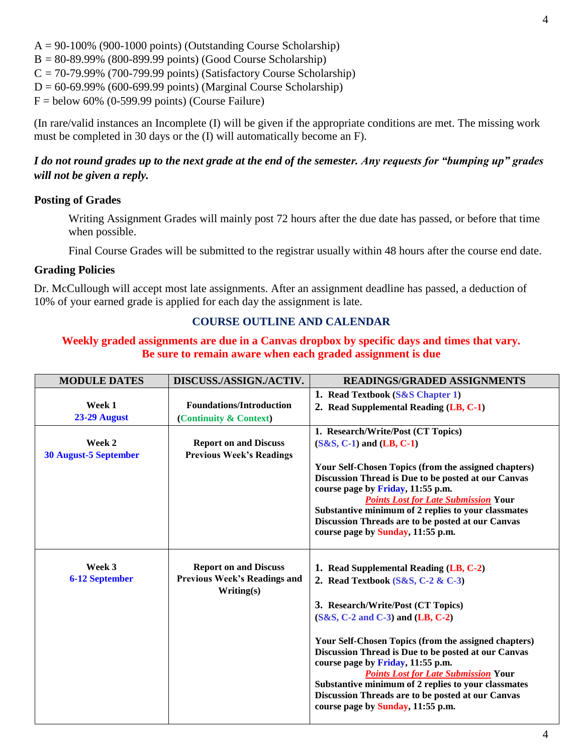A = 90-100% (900-1000 points) (Outstanding Course Scholarship)
B = 80-89.99% (800-899.99 points) (Good Course Scholarship)
C = 70-79.99% (700-799.99 points) (Satisfactory Course Scholarship)
D = 60-69.99% (600-699.99 points) (Marginal Course Scholarship)
F = below 60% (0-599.99 points) (Course Failure)

(In rare/valid instances an Incomplete (I) will be given if the appropriate conditions are met. The missing work must be completed in 30 days or the (I) will automatically become an F).

***I do not round grades up to the next grade at the end of the semester. Any requests for "bumping up" grades will not be given a reply.***

### Posting of Grades

Writing Assignment Grades will mainly post 72 hours after the due date has passed, or before that time when possible.

Final Course Grades will be submitted to the registrar usually within 48 hours after the course end date.

### Grading Policies

Dr. McCullough will accept most late assignments. After an assignment deadline has passed, a deduction of 10% of your earned grade is applied for each day the assignment is late.

## COURSE OUTLINE AND CALENDAR

**Weekly graded assignments are due in a Canvas dropbox by specific days and times that vary. Be sure to remain aware when each graded assignment is due**

| MODULE DATES | DISCUSS./ASSIGN./ACTIV. | READINGS/GRADED ASSIGNMENTS |
|---|---|---|
| **Week 1**<br>**23-29 August** | **Foundations/Introduction**<br>**(Continuity & Context)** | **1. Read Textbook (S&S Chapter 1)**<br>**2. Read Supplemental Reading (LB, C-1)** |
| **Week 2**<br>**30 August-5 September** | **Report on and Discuss Previous Week's Readings** | **1. Research/Write/Post (CT Topics) (S&S, C-1) and (LB, C-1)**<br><br>**Your Self-Chosen Topics (from the assigned chapters) Discussion Thread is Due to be posted at our Canvas course page by Friday, 11:55 p.m.** ***Points Lost for Late Submission*** **Your Substantive minimum of 2 replies to your classmates Discussion Threads are to be posted at our Canvas course page by Sunday, 11:55 p.m.** |
| **Week 3**<br>**6-12 September** | **Report on and Discuss Previous Week's Readings and Writing(s)** | **1. Read Supplemental Reading (LB, C-2)**<br>**2. Read Textbook (S&S, C-2 & C-3)**<br><br>**3. Research/Write/Post (CT Topics) (S&S, C-2 and C-3) and (LB, C-2)**<br><br>**Your Self-Chosen Topics (from the assigned chapters) Discussion Thread is Due to be posted at our Canvas course page by Friday, 11:55 p.m.** ***Points Lost for Late Submission*** **Your Substantive minimum of 2 replies to your classmates Discussion Threads are to be posted at our Canvas course page by Sunday, 11:55 p.m.** |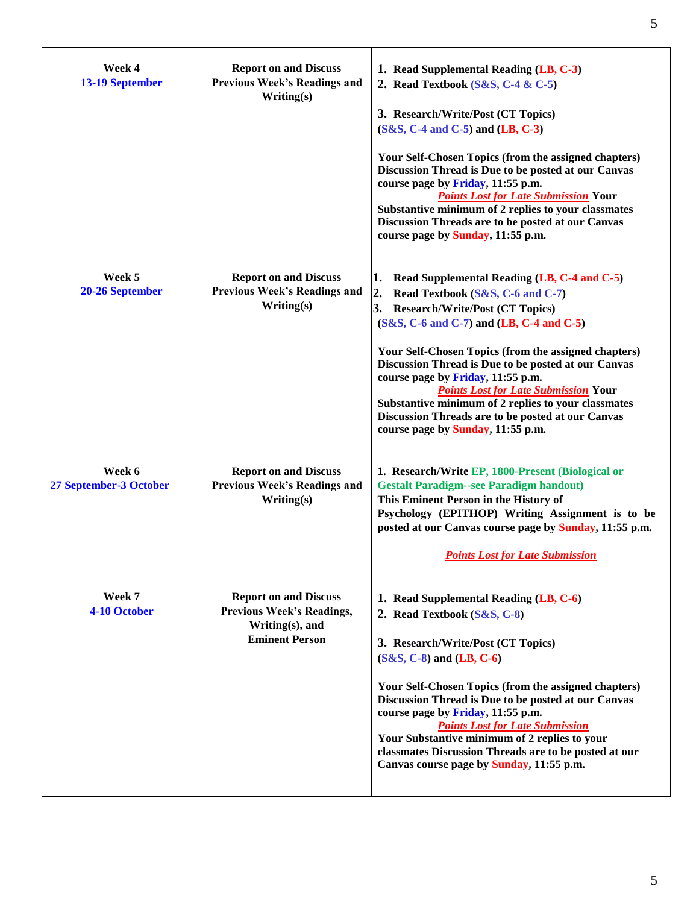| | | |
|---|---|---|
| **Week 4**<br>**13-19 September** | **Report on and Discuss Previous Week's Readings and Writing(s)** | **1. Read Supplemental Reading (LB, C-3)**<br>**2. Read Textbook (S&S, C-4 & C-5)**<br><br>**3. Research/Write/Post (CT Topics) (S&S, C-4 and C-5) and (LB, C-3)**<br><br>**Your Self-Chosen Topics (from the assigned chapters) Discussion Thread is Due to be posted at our Canvas course page by Friday, 11:55 p.m.**<br>***Points Lost for Late Submission*** **Your Substantive minimum of 2 replies to your classmates Discussion Threads are to be posted at our Canvas course page by Sunday, 11:55 p.m.** |
| **Week 5**<br>**20-26 September** | **Report on and Discuss Previous Week's Readings and Writing(s)** | **1. Read Supplemental Reading (LB, C-4 and C-5)**<br>**2. Read Textbook (S&S, C-6 and C-7)**<br>**3. Research/Write/Post (CT Topics) (S&S, C-6 and C-7) and (LB, C-4 and C-5)**<br><br>**Your Self-Chosen Topics (from the assigned chapters) Discussion Thread is Due to be posted at our Canvas course page by Friday, 11:55 p.m.**<br>***Points Lost for Late Submission*** **Your Substantive minimum of 2 replies to your classmates Discussion Threads are to be posted at our Canvas course page by Sunday, 11:55 p.m.** |
| **Week 6**<br>**27 September-3 October** | **Report on and Discuss Previous Week's Readings and Writing(s)** | **1. Research/Write EP, 1800-Present (Biological or Gestalt Paradigm--see Paradigm handout)**<br>**This Eminent Person in the History of Psychology (EPITHOP) Writing Assignment is to be posted at our Canvas course page by Sunday, 11:55 p.m.**<br><br>***Points Lost for Late Submission*** |
| **Week 7**<br>**4-10 October** | **Report on and Discuss Previous Week's Readings, Writing(s), and Eminent Person** | **1. Read Supplemental Reading (LB, C-6)**<br>**2. Read Textbook (S&S, C-8)**<br><br>**3. Research/Write/Post (CT Topics) (S&S, C-8) and (LB, C-6)**<br><br>**Your Self-Chosen Topics (from the assigned chapters) Discussion Thread is Due to be posted at our Canvas course page by Friday, 11:55 p.m.**<br>***Points Lost for Late Submission***<br>**Your Substantive minimum of 2 replies to your classmates Discussion Threads are to be posted at our Canvas course page by Sunday, 11:55 p.m.** |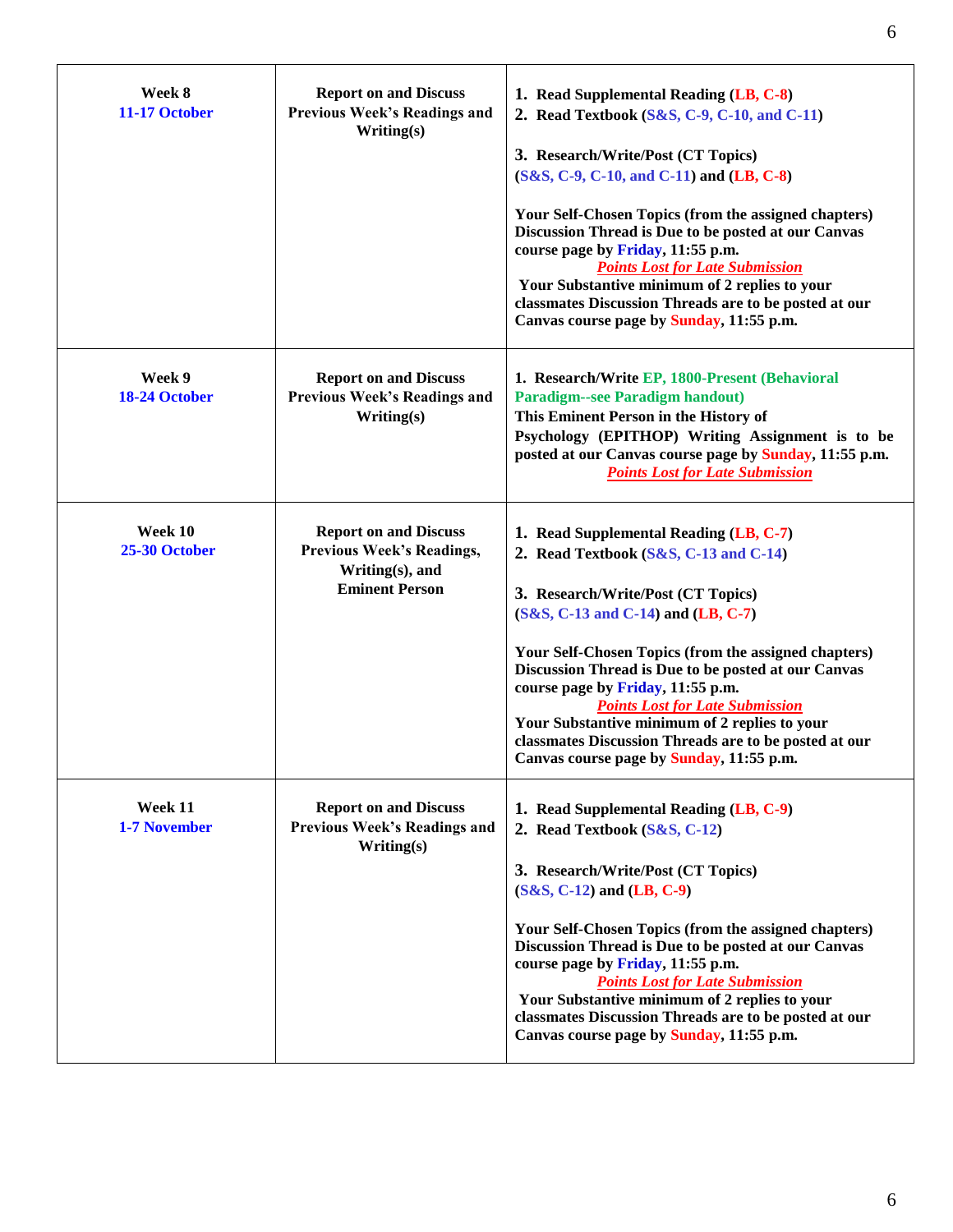| | | |
|---|---|---|
| **Week 8**<br>**11-17 October** | **Report on and Discuss Previous Week's Readings and Writing(s)** | **1. Read Supplemental Reading (LB, C-8)**<br>**2. Read Textbook (S&S, C-9, C-10, and C-11)**<br><br>**3. Research/Write/Post (CT Topics)**<br>**(S&S, C-9, C-10, and C-11) and (LB, C-8)**<br><br>**Your Self-Chosen Topics (from the assigned chapters) Discussion Thread is Due to be posted at our Canvas course page by Friday, 11:55 p.m.**<br>***Points Lost for Late Submission***<br>**Your Substantive minimum of 2 replies to your classmates Discussion Threads are to be posted at our Canvas course page by Sunday, 11:55 p.m.** |
| **Week 9**<br>**18-24 October** | **Report on and Discuss Previous Week's Readings and Writing(s)** | **1. Research/Write EP, 1800-Present (Behavioral Paradigm--see Paradigm handout)**<br>**This Eminent Person in the History of Psychology (EPITHOP) Writing Assignment is to be posted at our Canvas course page by Sunday, 11:55 p.m.**<br>***Points Lost for Late Submission*** |
| **Week 10**<br>**25-30 October** | **Report on and Discuss Previous Week's Readings, Writing(s), and Eminent Person** | **1. Read Supplemental Reading (LB, C-7)**<br>**2. Read Textbook (S&S, C-13 and C-14)**<br><br>**3. Research/Write/Post (CT Topics)**<br>**(S&S, C-13 and C-14) and (LB, C-7)**<br><br>**Your Self-Chosen Topics (from the assigned chapters) Discussion Thread is Due to be posted at our Canvas course page by Friday, 11:55 p.m.**<br>***Points Lost for Late Submission***<br>**Your Substantive minimum of 2 replies to your classmates Discussion Threads are to be posted at our Canvas course page by Sunday, 11:55 p.m.** |
| **Week 11**<br>**1-7 November** | **Report on and Discuss Previous Week's Readings and Writing(s)** | **1. Read Supplemental Reading (LB, C-9)**<br>**2. Read Textbook (S&S, C-12)**<br><br>**3. Research/Write/Post (CT Topics)**<br>**(S&S, C-12) and (LB, C-9)**<br><br>**Your Self-Chosen Topics (from the assigned chapters) Discussion Thread is Due to be posted at our Canvas course page by Friday, 11:55 p.m.**<br>***Points Lost for Late Submission***<br>**Your Substantive minimum of 2 replies to your classmates Discussion Threads are to be posted at our Canvas course page by Sunday, 11:55 p.m.** |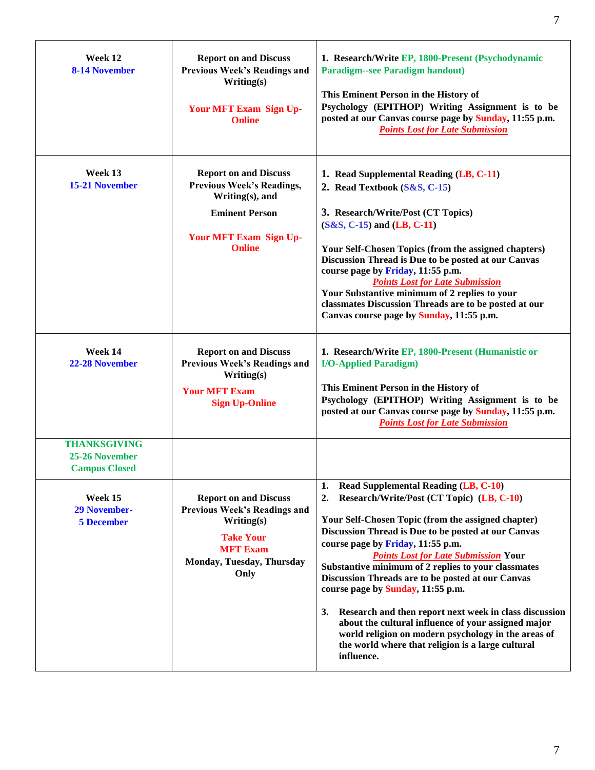| | | |
|---|---|---|
| **Week 12**<br>**8-14 November** | **Report on and Discuss Previous Week's Readings and Writing(s)**<br><br>**Your MFT Exam Sign Up-Online** | **1. Research/Write EP, 1800-Present (Psychodynamic Paradigm--see Paradigm handout)**<br><br>**This Eminent Person in the History of Psychology (EPITHOP) Writing Assignment is to be posted at our Canvas course page by Sunday, 11:55 p.m.**<br>***Points Lost for Late Submission*** |
| **Week 13**<br>**15-21 November** | **Report on and Discuss Previous Week's Readings, Writing(s), and**<br><br>**Eminent Person**<br><br>**Your MFT Exam Sign Up-Online** | **1. Read Supplemental Reading (LB, C-11)**<br>**2. Read Textbook (S&S, C-15)**<br><br>**3. Research/Write/Post (CT Topics) (S&S, C-15) and (LB, C-11)**<br><br>**Your Self-Chosen Topics (from the assigned chapters) Discussion Thread is Due to be posted at our Canvas course page by Friday, 11:55 p.m.**<br>***Points Lost for Late Submission***<br>**Your Substantive minimum of 2 replies to your classmates Discussion Threads are to be posted at our Canvas course page by Sunday, 11:55 p.m.** |
| **Week 14**<br>**22-28 November** | **Report on and Discuss Previous Week's Readings and Writing(s)**<br><br>**Your MFT Exam Sign Up-Online** | **1. Research/Write EP, 1800-Present (Humanistic or I/O-Applied Paradigm)**<br><br>**This Eminent Person in the History of Psychology (EPITHOP) Writing Assignment is to be posted at our Canvas course page by Sunday, 11:55 p.m.**<br>***Points Lost for Late Submission*** |
| **THANKSGIVING**<br>**25-26 November**<br>**Campus Closed** | | |
| **Week 15**<br>**29 November-5 December** | **Report on and Discuss Previous Week's Readings and Writing(s)**<br><br>**Take Your MFT Exam**<br>**Monday, Tuesday, Thursday Only** | **1. Read Supplemental Reading (LB, C-10)**<br>**2. Research/Write/Post (CT Topic) (LB, C-10)**<br><br>**Your Self-Chosen Topic (from the assigned chapter) Discussion Thread is Due to be posted at our Canvas course page by Friday, 11:55 p.m.**<br>***Points Lost for Late Submission*** **Your Substantive minimum of 2 replies to your classmates Discussion Threads are to be posted at our Canvas course page by Sunday, 11:55 p.m.**<br><br>**3. Research and then report next week in class discussion about the cultural influence of your assigned major world religion on modern psychology in the areas of the world where that religion is a large cultural influence.** |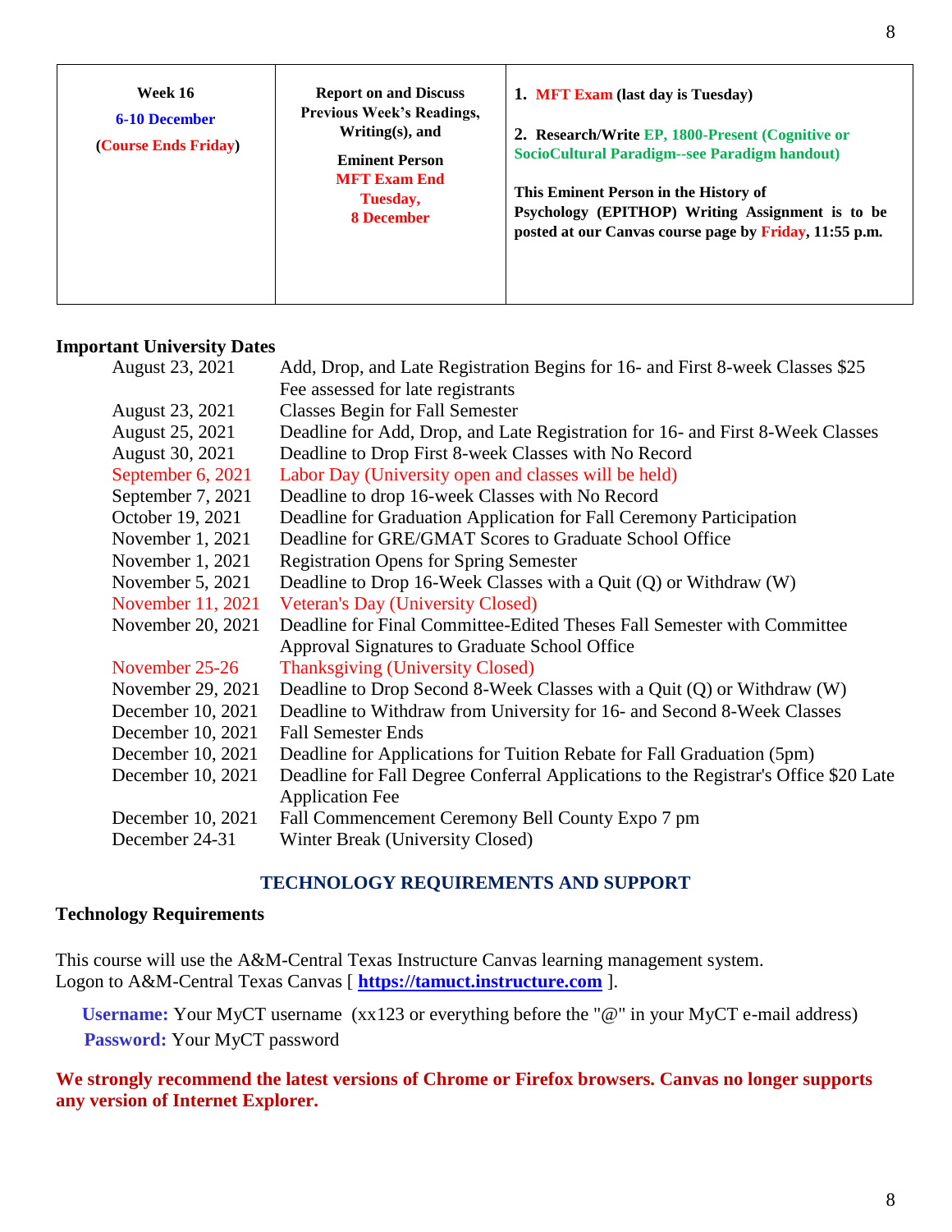| Week 16<br>6-10 December<br>(**Course Ends Friday**) | **Report on and Discuss Previous Week's Readings, Writing(s), and**<br><br>**Eminent Person**<br>**MFT Exam End Tuesday, 8 December** | **1. MFT Exam (last day is Tuesday)**<br><br>**2. Research/Write EP, 1800-Present (Cognitive or SocioCultural Paradigm--see Paradigm handout)**<br><br>**This Eminent Person in the History of Psychology (EPITHOP) Writing Assignment is to be posted at our Canvas course page by Friday, 11:55 p.m.** |
|---|---|---|

## Important University Dates

| | |
|---|---|
| August 23, 2021 | Add, Drop, and Late Registration Begins for 16- and First 8-week Classes $25 Fee assessed for late registrants |
| August 23, 2021 | Classes Begin for Fall Semester |
| August 25, 2021 | Deadline for Add, Drop, and Late Registration for 16- and First 8-Week Classes |
| August 30, 2021 | Deadline to Drop First 8-week Classes with No Record |
| September 6, 2021 | Labor Day (University open and classes will be held) |
| September 7, 2021 | Deadline to drop 16-week Classes with No Record |
| October 19, 2021 | Deadline for Graduation Application for Fall Ceremony Participation |
| November 1, 2021 | Deadline for GRE/GMAT Scores to Graduate School Office |
| November 1, 2021 | Registration Opens for Spring Semester |
| November 5, 2021 | Deadline to Drop 16-Week Classes with a Quit (Q) or Withdraw (W) |
| November 11, 2021 | Veteran's Day (University Closed) |
| November 20, 2021 | Deadline for Final Committee-Edited Theses Fall Semester with Committee Approval Signatures to Graduate School Office |
| November 25-26 | Thanksgiving (University Closed) |
| November 29, 2021 | Deadline to Drop Second 8-Week Classes with a Quit (Q) or Withdraw (W) |
| December 10, 2021 | Deadline to Withdraw from University for 16- and Second 8-Week Classes |
| December 10, 2021 | Fall Semester Ends |
| December 10, 2021 | Deadline for Applications for Tuition Rebate for Fall Graduation (5pm) |
| December 10, 2021 | Deadline for Fall Degree Conferral Applications to the Registrar's Office $20 Late Application Fee |
| December 10, 2021 | Fall Commencement Ceremony Bell County Expo 7 pm |
| December 24-31 | Winter Break (University Closed) |

## TECHNOLOGY REQUIREMENTS AND SUPPORT

### Technology Requirements

This course will use the A&M-Central Texas Instructure Canvas learning management system.
Logon to A&M-Central Texas Canvas [ **https://tamuct.instructure.com** ].

**Username:** Your MyCT username (xx123 or everything before the "@" in your MyCT e-mail address)
**Password:** Your MyCT password

**We strongly recommend the latest versions of Chrome or Firefox browsers. Canvas no longer supports any version of Internet Explorer.**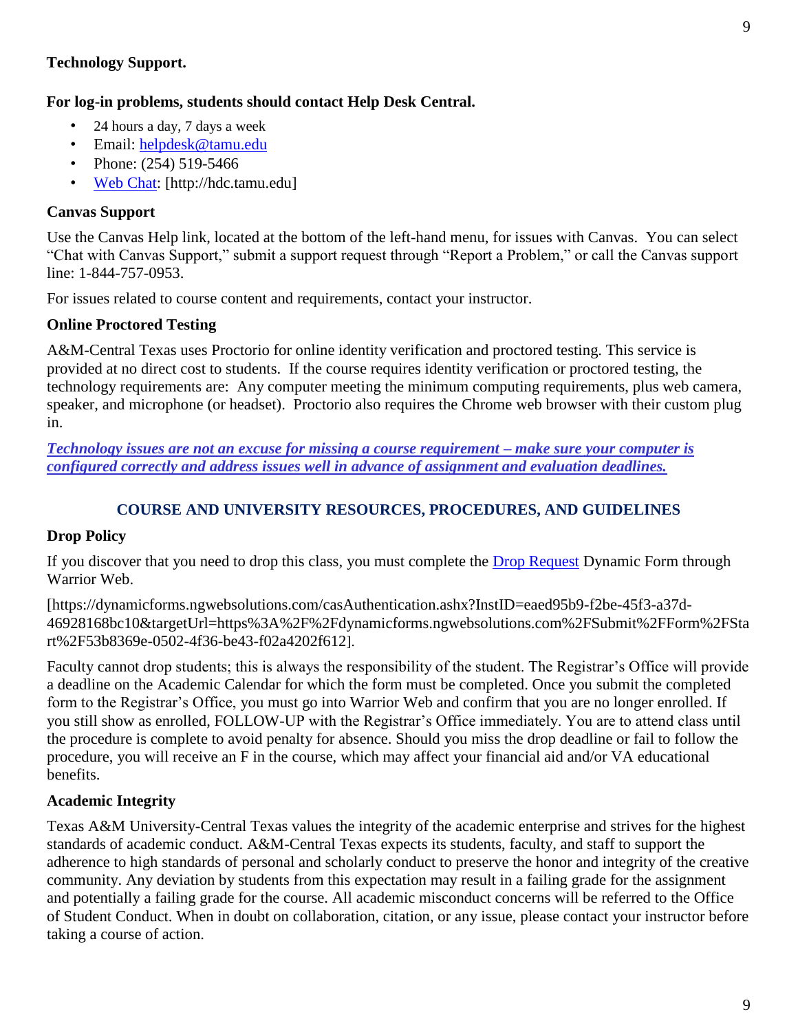**Technology Support.**

**For log-in problems, students should contact Help Desk Central.**

- 24 hours a day, 7 days a week
- Email: helpdesk@tamu.edu
- Phone: (254) 519-5466
- Web Chat: [http://hdc.tamu.edu]

### Canvas Support

Use the Canvas Help link, located at the bottom of the left-hand menu, for issues with Canvas. You can select "Chat with Canvas Support," submit a support request through "Report a Problem," or call the Canvas support line: 1-844-757-0953.

For issues related to course content and requirements, contact your instructor.

### Online Proctored Testing

A&M-Central Texas uses Proctorio for online identity verification and proctored testing. This service is provided at no direct cost to students. If the course requires identity verification or proctored testing, the technology requirements are: Any computer meeting the minimum computing requirements, plus web camera, speaker, and microphone (or headset). Proctorio also requires the Chrome web browser with their custom plug in.

***Technology issues are not an excuse for missing a course requirement – make sure your computer is configured correctly and address issues well in advance of assignment and evaluation deadlines.***

## COURSE AND UNIVERSITY RESOURCES, PROCEDURES, AND GUIDELINES

### Drop Policy

If you discover that you need to drop this class, you must complete the Drop Request Dynamic Form through Warrior Web.

[https://dynamicforms.ngwebsolutions.com/casAuthentication.ashx?InstID=eaed95b9-f2be-45f3-a37d-46928168bc10&targetUrl=https%3A%2F%2Fdynamicforms.ngwebsolutions.com%2FSubmit%2FForm%2FStart%2F53b8369e-0502-4f36-be43-f02a4202f612].

Faculty cannot drop students; this is always the responsibility of the student. The Registrar's Office will provide a deadline on the Academic Calendar for which the form must be completed. Once you submit the completed form to the Registrar's Office, you must go into Warrior Web and confirm that you are no longer enrolled. If you still show as enrolled, FOLLOW-UP with the Registrar's Office immediately. You are to attend class until the procedure is complete to avoid penalty for absence. Should you miss the drop deadline or fail to follow the procedure, you will receive an F in the course, which may affect your financial aid and/or VA educational benefits.

### Academic Integrity

Texas A&M University-Central Texas values the integrity of the academic enterprise and strives for the highest standards of academic conduct. A&M-Central Texas expects its students, faculty, and staff to support the adherence to high standards of personal and scholarly conduct to preserve the honor and integrity of the creative community. Any deviation by students from this expectation may result in a failing grade for the assignment and potentially a failing grade for the course. All academic misconduct concerns will be referred to the Office of Student Conduct. When in doubt on collaboration, citation, or any issue, please contact your instructor before taking a course of action.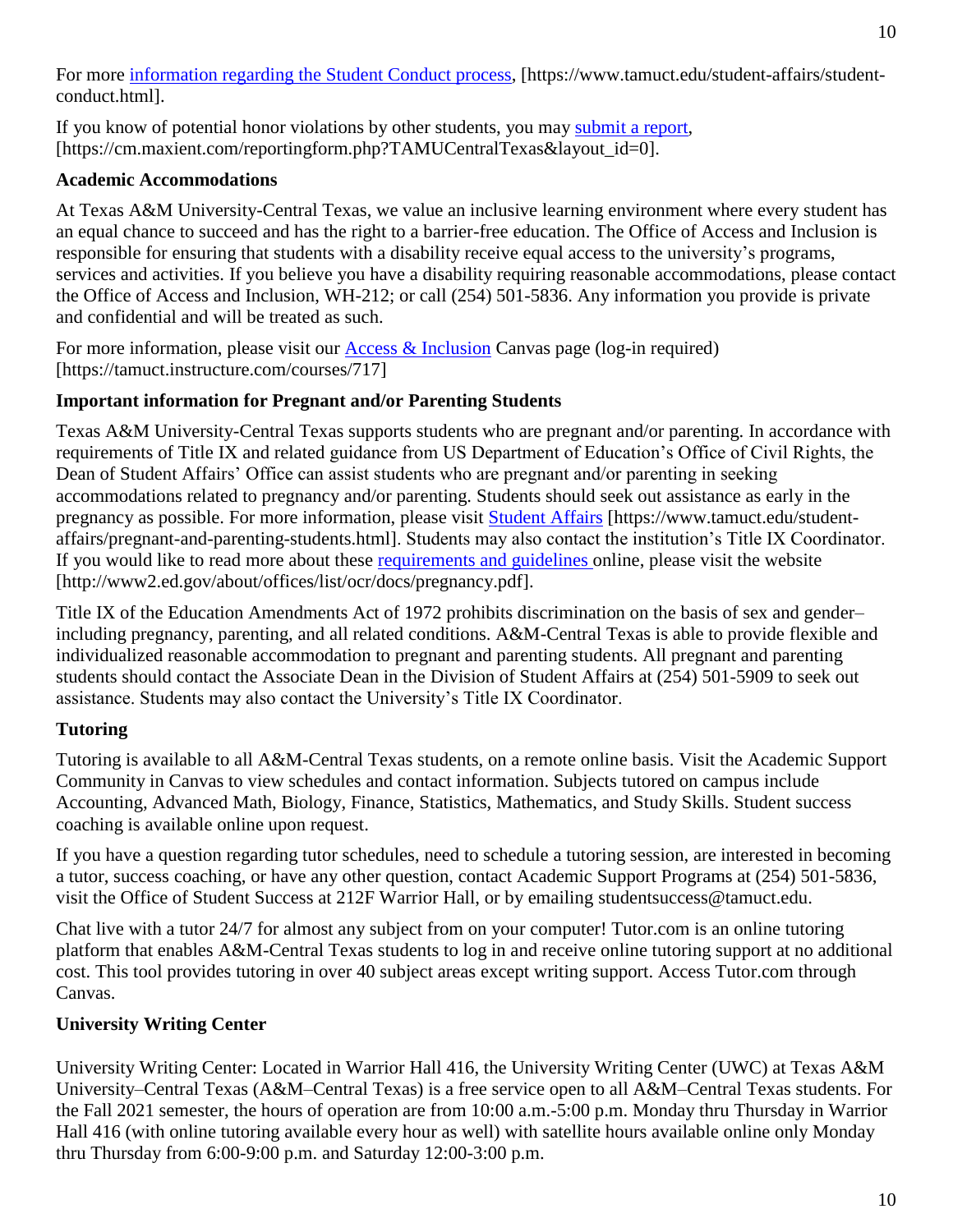For more information regarding the Student Conduct process, [https://www.tamuct.edu/student-affairs/student-conduct.html].

If you know of potential honor violations by other students, you may submit a report, [https://cm.maxient.com/reportingform.php?TAMUCentralTexas&layout_id=0].

**Academic Accommodations**

At Texas A&M University-Central Texas, we value an inclusive learning environment where every student has an equal chance to succeed and has the right to a barrier-free education. The Office of Access and Inclusion is responsible for ensuring that students with a disability receive equal access to the university's programs, services and activities. If you believe you have a disability requiring reasonable accommodations, please contact the Office of Access and Inclusion, WH-212; or call (254) 501-5836. Any information you provide is private and confidential and will be treated as such.

For more information, please visit our Access & Inclusion Canvas page (log-in required) [https://tamuct.instructure.com/courses/717]

**Important information for Pregnant and/or Parenting Students**

Texas A&M University-Central Texas supports students who are pregnant and/or parenting. In accordance with requirements of Title IX and related guidance from US Department of Education's Office of Civil Rights, the Dean of Student Affairs' Office can assist students who are pregnant and/or parenting in seeking accommodations related to pregnancy and/or parenting. Students should seek out assistance as early in the pregnancy as possible. For more information, please visit Student Affairs [https://www.tamuct.edu/student-affairs/pregnant-and-parenting-students.html]. Students may also contact the institution's Title IX Coordinator. If you would like to read more about these requirements and guidelines online, please visit the website [http://www2.ed.gov/about/offices/list/ocr/docs/pregnancy.pdf].

Title IX of the Education Amendments Act of 1972 prohibits discrimination on the basis of sex and gender– including pregnancy, parenting, and all related conditions. A&M-Central Texas is able to provide flexible and individualized reasonable accommodation to pregnant and parenting students. All pregnant and parenting students should contact the Associate Dean in the Division of Student Affairs at (254) 501-5909 to seek out assistance. Students may also contact the University's Title IX Coordinator.

**Tutoring**

Tutoring is available to all A&M-Central Texas students, on a remote online basis. Visit the Academic Support Community in Canvas to view schedules and contact information. Subjects tutored on campus include Accounting, Advanced Math, Biology, Finance, Statistics, Mathematics, and Study Skills. Student success coaching is available online upon request.

If you have a question regarding tutor schedules, need to schedule a tutoring session, are interested in becoming a tutor, success coaching, or have any other question, contact Academic Support Programs at (254) 501-5836, visit the Office of Student Success at 212F Warrior Hall, or by emailing studentsuccess@tamuct.edu.

Chat live with a tutor 24/7 for almost any subject from on your computer! Tutor.com is an online tutoring platform that enables A&M-Central Texas students to log in and receive online tutoring support at no additional cost. This tool provides tutoring in over 40 subject areas except writing support. Access Tutor.com through Canvas.

**University Writing Center**

University Writing Center: Located in Warrior Hall 416, the University Writing Center (UWC) at Texas A&M University–Central Texas (A&M–Central Texas) is a free service open to all A&M–Central Texas students. For the Fall 2021 semester, the hours of operation are from 10:00 a.m.-5:00 p.m. Monday thru Thursday in Warrior Hall 416 (with online tutoring available every hour as well) with satellite hours available online only Monday thru Thursday from 6:00-9:00 p.m. and Saturday 12:00-3:00 p.m.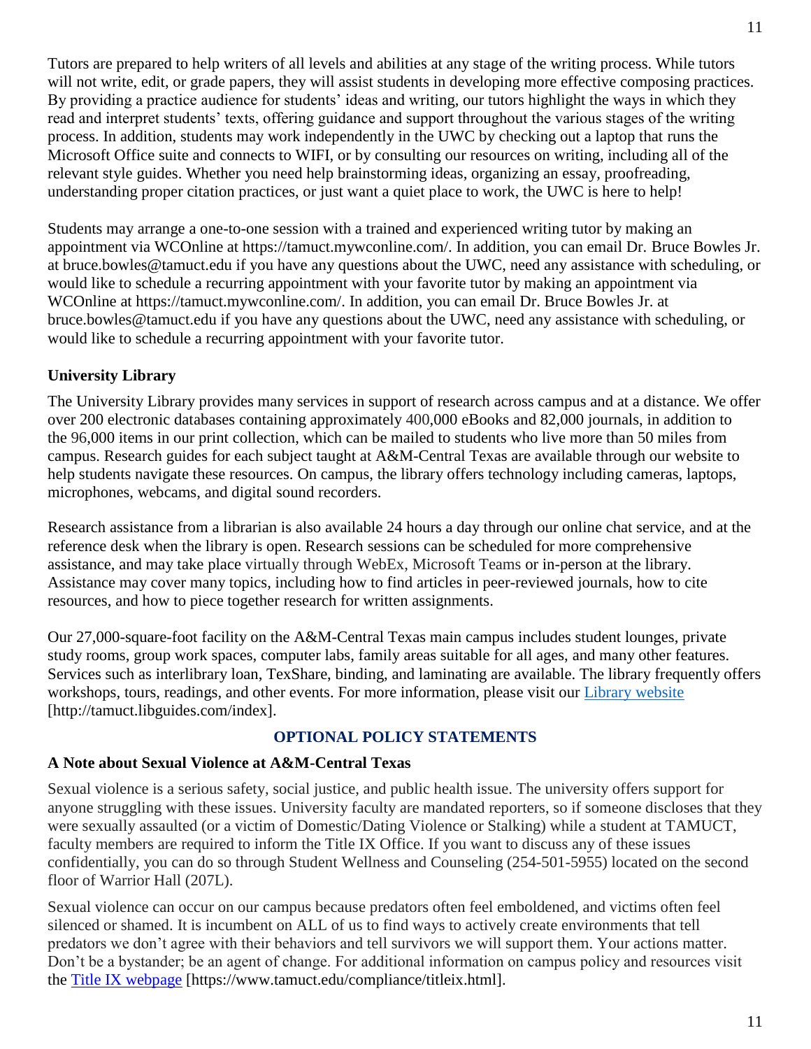Tutors are prepared to help writers of all levels and abilities at any stage of the writing process. While tutors will not write, edit, or grade papers, they will assist students in developing more effective composing practices. By providing a practice audience for students' ideas and writing, our tutors highlight the ways in which they read and interpret students' texts, offering guidance and support throughout the various stages of the writing process. In addition, students may work independently in the UWC by checking out a laptop that runs the Microsoft Office suite and connects to WIFI, or by consulting our resources on writing, including all of the relevant style guides. Whether you need help brainstorming ideas, organizing an essay, proofreading, understanding proper citation practices, or just want a quiet place to work, the UWC is here to help!

Students may arrange a one-to-one session with a trained and experienced writing tutor by making an appointment via WCOnline at https://tamuct.mywconline.com/. In addition, you can email Dr. Bruce Bowles Jr. at bruce.bowles@tamuct.edu if you have any questions about the UWC, need any assistance with scheduling, or would like to schedule a recurring appointment with your favorite tutor by making an appointment via WCOnline at https://tamuct.mywconline.com/. In addition, you can email Dr. Bruce Bowles Jr. at bruce.bowles@tamuct.edu if you have any questions about the UWC, need any assistance with scheduling, or would like to schedule a recurring appointment with your favorite tutor.

**University Library**

The University Library provides many services in support of research across campus and at a distance. We offer over 200 electronic databases containing approximately 400,000 eBooks and 82,000 journals, in addition to the 96,000 items in our print collection, which can be mailed to students who live more than 50 miles from campus. Research guides for each subject taught at A&M-Central Texas are available through our website to help students navigate these resources. On campus, the library offers technology including cameras, laptops, microphones, webcams, and digital sound recorders.

Research assistance from a librarian is also available 24 hours a day through our online chat service, and at the reference desk when the library is open. Research sessions can be scheduled for more comprehensive assistance, and may take place virtually through WebEx, Microsoft Teams or in-person at the library. Assistance may cover many topics, including how to find articles in peer-reviewed journals, how to cite resources, and how to piece together research for written assignments.

Our 27,000-square-foot facility on the A&M-Central Texas main campus includes student lounges, private study rooms, group work spaces, computer labs, family areas suitable for all ages, and many other features. Services such as interlibrary loan, TexShare, binding, and laminating are available. The library frequently offers workshops, tours, readings, and other events. For more information, please visit our Library website [http://tamuct.libguides.com/index].

## OPTIONAL POLICY STATEMENTS

**A Note about Sexual Violence at A&M-Central Texas**

Sexual violence is a serious safety, social justice, and public health issue. The university offers support for anyone struggling with these issues. University faculty are mandated reporters, so if someone discloses that they were sexually assaulted (or a victim of Domestic/Dating Violence or Stalking) while a student at TAMUCT, faculty members are required to inform the Title IX Office. If you want to discuss any of these issues confidentially, you can do so through Student Wellness and Counseling (254-501-5955) located on the second floor of Warrior Hall (207L).

Sexual violence can occur on our campus because predators often feel emboldened, and victims often feel silenced or shamed. It is incumbent on ALL of us to find ways to actively create environments that tell predators we don't agree with their behaviors and tell survivors we will support them. Your actions matter. Don't be a bystander; be an agent of change. For additional information on campus policy and resources visit the Title IX webpage [https://www.tamuct.edu/compliance/titleix.html].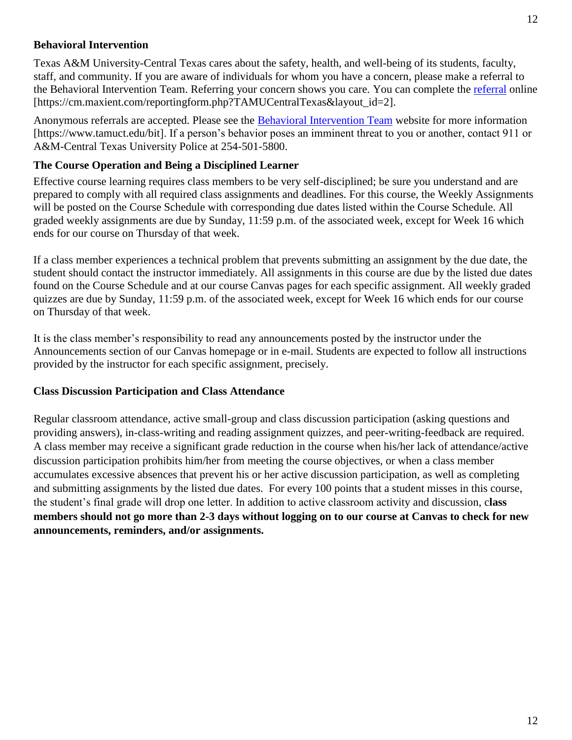**Behavioral Intervention**

Texas A&M University-Central Texas cares about the safety, health, and well-being of its students, faculty, staff, and community. If you are aware of individuals for whom you have a concern, please make a referral to the Behavioral Intervention Team. Referring your concern shows you care. You can complete the referral online [https://cm.maxient.com/reportingform.php?TAMUCentralTexas&layout_id=2].

Anonymous referrals are accepted. Please see the Behavioral Intervention Team website for more information [https://www.tamuct.edu/bit]. If a person's behavior poses an imminent threat to you or another, contact 911 or A&M-Central Texas University Police at 254-501-5800.

**The Course Operation and Being a Disciplined Learner**

Effective course learning requires class members to be very self-disciplined; be sure you understand and are prepared to comply with all required class assignments and deadlines. For this course, the Weekly Assignments will be posted on the Course Schedule with corresponding due dates listed within the Course Schedule. All graded weekly assignments are due by Sunday, 11:59 p.m. of the associated week, except for Week 16 which ends for our course on Thursday of that week.

If a class member experiences a technical problem that prevents submitting an assignment by the due date, the student should contact the instructor immediately. All assignments in this course are due by the listed due dates found on the Course Schedule and at our course Canvas pages for each specific assignment. All weekly graded quizzes are due by Sunday, 11:59 p.m. of the associated week, except for Week 16 which ends for our course on Thursday of that week.

It is the class member's responsibility to read any announcements posted by the instructor under the Announcements section of our Canvas homepage or in e-mail. Students are expected to follow all instructions provided by the instructor for each specific assignment, precisely.

**Class Discussion Participation and Class Attendance**

Regular classroom attendance, active small-group and class discussion participation (asking questions and providing answers), in-class-writing and reading assignment quizzes, and peer-writing-feedback are required. A class member may receive a significant grade reduction in the course when his/her lack of attendance/active discussion participation prohibits him/her from meeting the course objectives, or when a class member accumulates excessive absences that prevent his or her active discussion participation, as well as completing and submitting assignments by the listed due dates. For every 100 points that a student misses in this course, the student's final grade will drop one letter. In addition to active classroom activity and discussion, c**lass members should not go more than 2-3 days without logging on to our course at Canvas to check for new announcements, reminders, and/or assignments.**